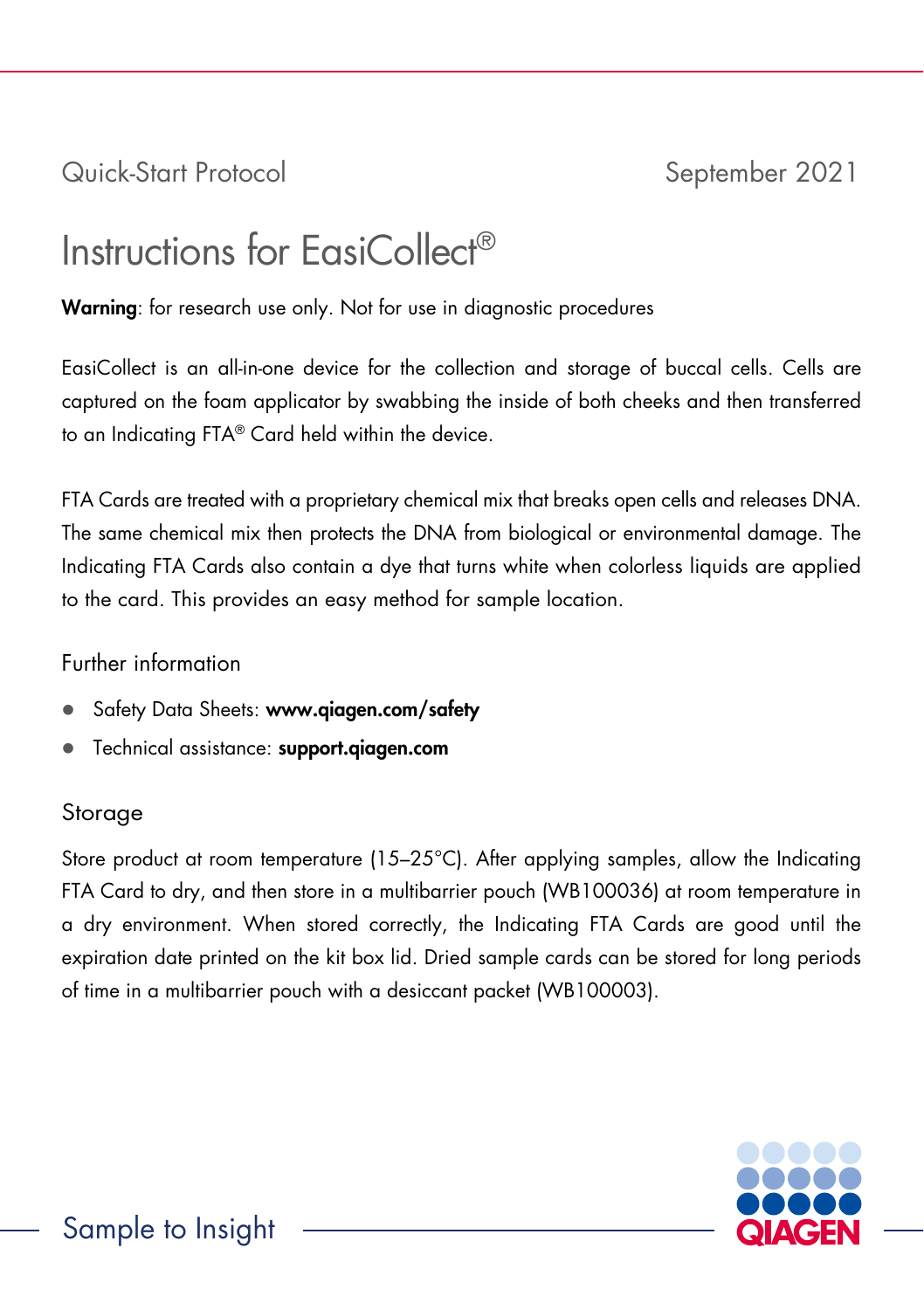Quick-Start Protocol September 2021

# Instructions for EasiCollect®

**Warning**: for research use only. Not for use in diagnostic procedures

EasiCollect is an all-in-one device for the collection and storage of buccal cells. Cells are captured on the foam applicator by swabbing the inside of both cheeks and then transferred to an Indicating FTA® Card held within the device.

FTA Cards are treated with a proprietary chemical mix that breaks open cells and releases DNA. The same chemical mix then protects the DNA from biological or environmental damage. The Indicating FTA Cards also contain a dye that turns white when colorless liquids are applied to the card. This provides an easy method for sample location.

## Further information

- Safety Data Sheets: **www.qiagen.com/safety**
- Technical assistance: **support.qiagen.com**

## Storage

Store product at room temperature (15–25°C). After applying samples, allow the Indicating FTA Card to dry, and then store in a multibarrier pouch (WB100036) at room temperature in a dry environment. When stored correctly, the Indicating FTA Cards are good until the expiration date printed on the kit box lid. Dried sample cards can be stored for long periods of time in a multibarrier pouch with a desiccant packet (WB100003).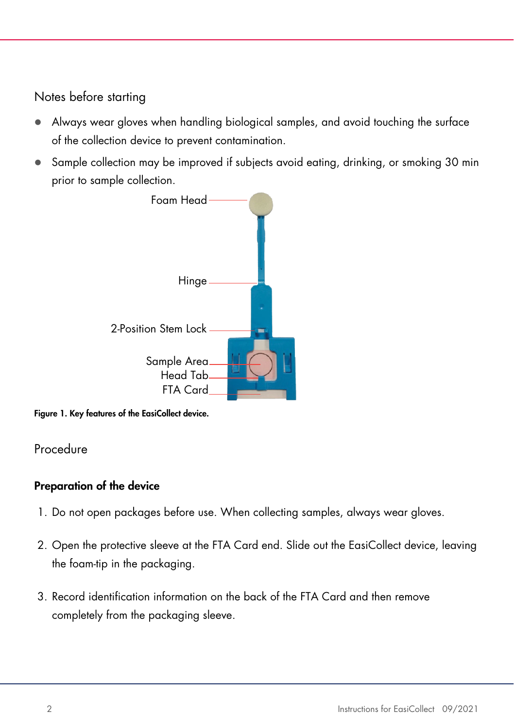## Notes before starting

- Always wear gloves when handling biological samples, and avoid touching the surface of the collection device to prevent contamination.
- Sample collection may be improved if subjects avoid eating, drinking, or smoking 30 min prior to sample collection.

Foam Head

Hinge

2-Position Stem Lock

Sample Area

Head Tab

FTA Card

**Figure 1. Key features of the EasiCollect device.**

## Procedure

### Preparation of the device

1. Do not open packages before use. When collecting samples, always wear gloves.
2. Open the protective sleeve at the FTA Card end. Slide out the EasiCollect device, leaving the foam-tip in the packaging.
3. Record identification information on the back of the FTA Card and then remove completely from the packaging sleeve.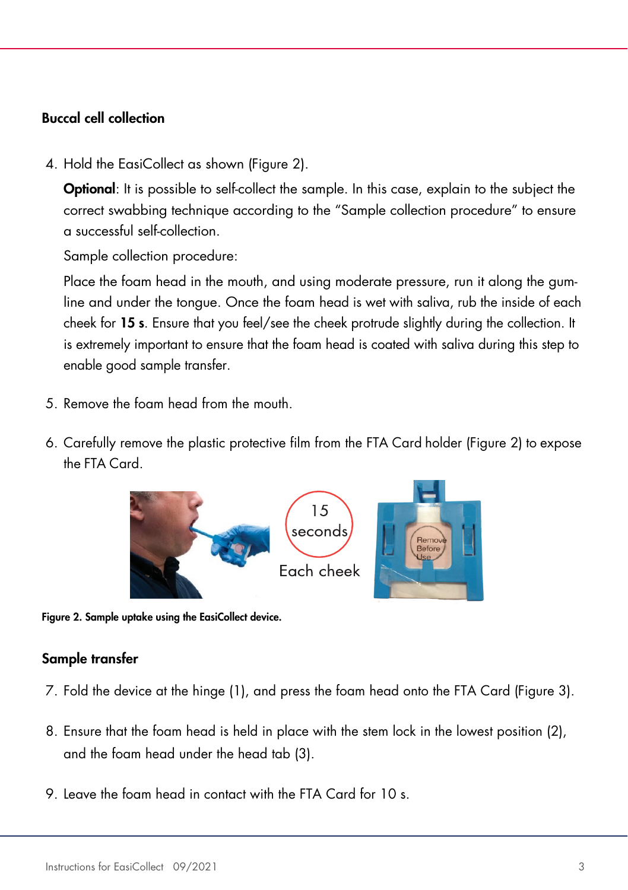### Buccal cell collection

4. Hold the EasiCollect as shown (Figure 2).

   **Optional**: It is possible to self-collect the sample. In this case, explain to the subject the correct swabbing technique according to the "Sample collection procedure" to ensure a successful self-collection.

   Sample collection procedure:

   Place the foam head in the mouth, and using moderate pressure, run it along the gum-line and under the tongue. Once the foam head is wet with saliva, rub the inside of each cheek for **15 s**. Ensure that you feel/see the cheek protrude slightly during the collection. It is extremely important to ensure that the foam head is coated with saliva during this step to enable good sample transfer.

5. Remove the foam head from the mouth.

6. Carefully remove the plastic protective film from the FTA Card holder (Figure 2) to expose the FTA Card.

15 seconds

Each cheek

**Figure 2. Sample uptake using the EasiCollect device.**

### Sample transfer

7. Fold the device at the hinge (1), and press the foam head onto the FTA Card (Figure 3).

8. Ensure that the foam head is held in place with the stem lock in the lowest position (2), and the foam head under the head tab (3).

9. Leave the foam head in contact with the FTA Card for 10 s.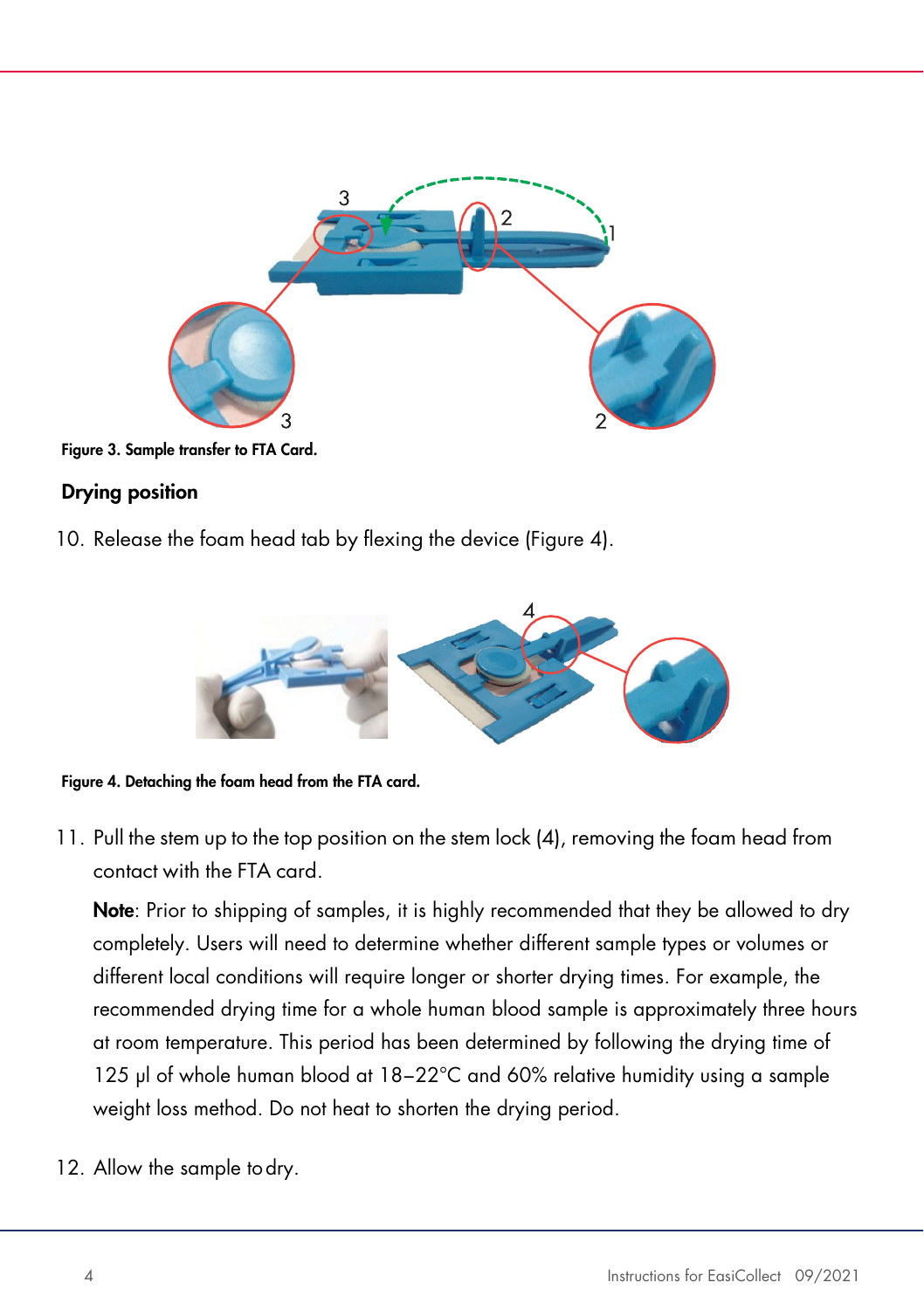Figure 3. Sample transfer to FTA Card.

## Drying position

10. Release the foam head tab by flexing the device (Figure 4).

Figure 4. Detaching the foam head from the FTA card.

11. Pull the stem up to the top position on the stem lock (4), removing the foam head from contact with the FTA card.

    **Note**: Prior to shipping of samples, it is highly recommended that they be allowed to dry completely. Users will need to determine whether different sample types or volumes or different local conditions will require longer or shorter drying times. For example, the recommended drying time for a whole human blood sample is approximately three hours at room temperature. This period has been determined by following the drying time of 125 µl of whole human blood at 18–22°C and 60% relative humidity using a sample weight loss method. Do not heat to shorten the drying period.

12. Allow the sample to dry.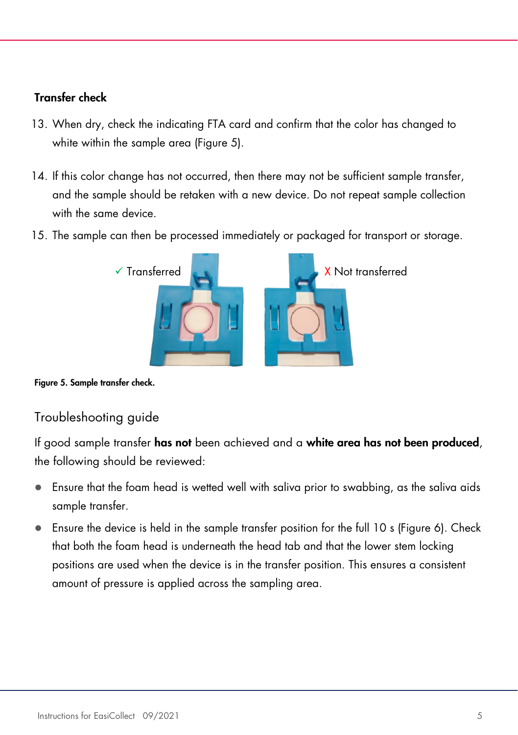### Transfer check

13. When dry, check the indicating FTA card and confirm that the color has changed to white within the sample area (Figure 5).
14. If this color change has not occurred, then there may not be sufficient sample transfer, and the sample should be retaken with a new device. Do not repeat sample collection with the same device.
15. The sample can then be processed immediately or packaged for transport or storage.

✓ Transferred X Not transferred

**Figure 5. Sample transfer check.**

## Troubleshooting guide

If good sample transfer **has not** been achieved and a **white area has not been produced**, the following should be reviewed:

- Ensure that the foam head is wetted well with saliva prior to swabbing, as the saliva aids sample transfer.
- Ensure the device is held in the sample transfer position for the full 10 s (Figure 6). Check that both the foam head is underneath the head tab and that the lower stem locking positions are used when the device is in the transfer position. This ensures a consistent amount of pressure is applied across the sampling area.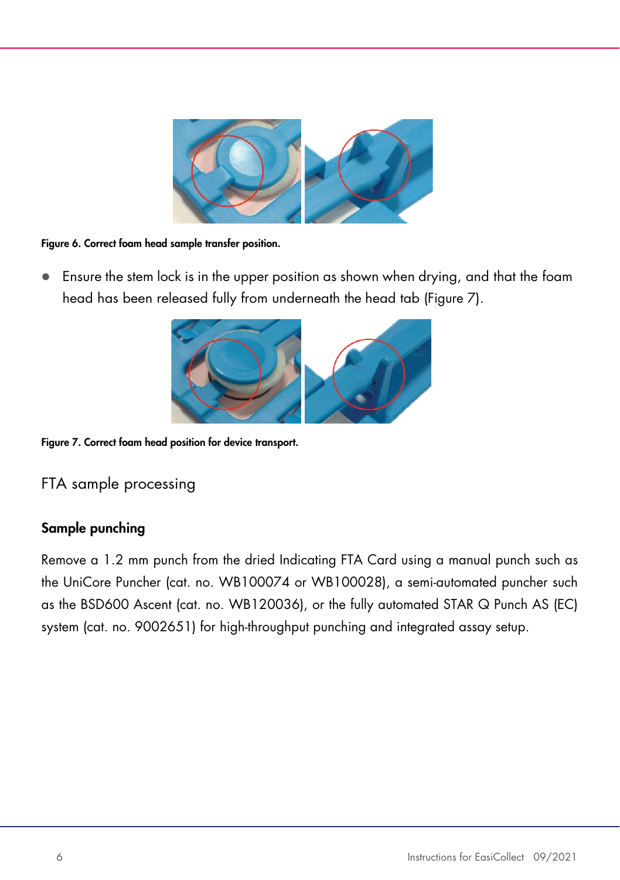Figure 6. Correct foam head sample transfer position.

- Ensure the stem lock is in the upper position as shown when drying, and that the foam head has been released fully from underneath the head tab (Figure 7).

Figure 7. Correct foam head position for device transport.

## FTA sample processing

### Sample punching

Remove a 1.2 mm punch from the dried Indicating FTA Card using a manual punch such as the UniCore Puncher (cat. no. WB100074 or WB100028), a semi-automated puncher such as the BSD600 Ascent (cat. no. WB120036), or the fully automated STAR Q Punch AS (EC) system (cat. no. 9002651) for high-throughput punching and integrated assay setup.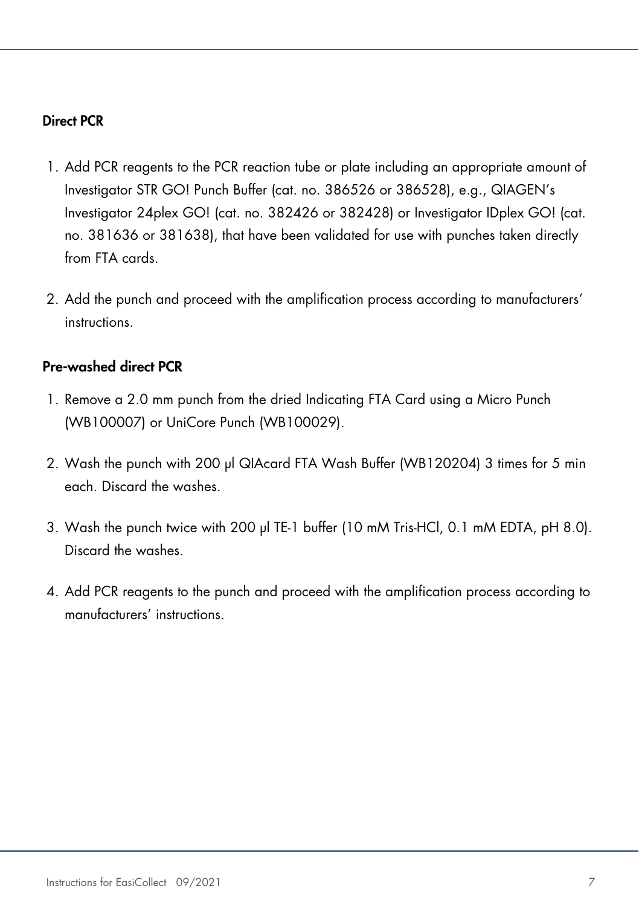### Direct PCR

1. Add PCR reagents to the PCR reaction tube or plate including an appropriate amount of Investigator STR GO! Punch Buffer (cat. no. 386526 or 386528), e.g., QIAGEN's Investigator 24plex GO! (cat. no. 382426 or 382428) or Investigator IDplex GO! (cat. no. 381636 or 381638), that have been validated for use with punches taken directly from FTA cards.
2. Add the punch and proceed with the amplification process according to manufacturers' instructions.

### Pre-washed direct PCR

1. Remove a 2.0 mm punch from the dried Indicating FTA Card using a Micro Punch (WB100007) or UniCore Punch (WB100029).
2. Wash the punch with 200 µl QIAcard FTA Wash Buffer (WB120204) 3 times for 5 min each. Discard the washes.
3. Wash the punch twice with 200 µl TE-1 buffer (10 mM Tris-HCl, 0.1 mM EDTA, pH 8.0). Discard the washes.
4. Add PCR reagents to the punch and proceed with the amplification process according to manufacturers' instructions.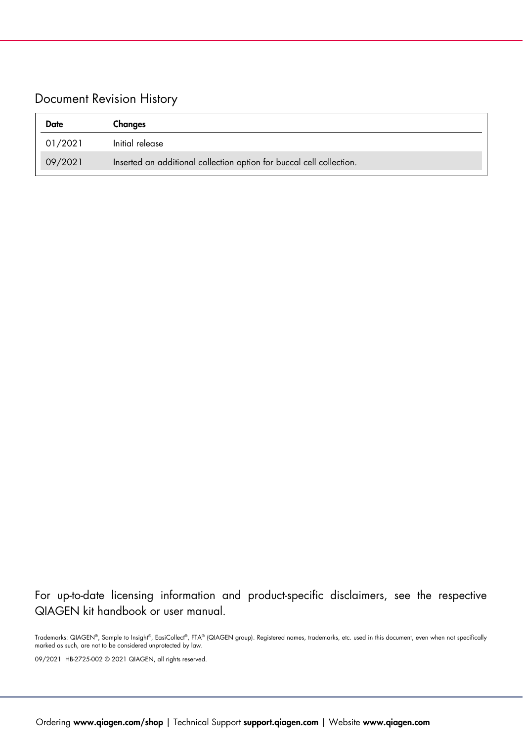## Document Revision History

| Date | Changes |
|---|---|
| 01/2021 | Initial release |
| 09/2021 | Inserted an additional collection option for buccal cell collection. |

For up-to-date licensing information and product-specific disclaimers, see the respective QIAGEN kit handbook or user manual.

Trademarks: QIAGEN®, Sample to Insight®, EasiCollect®, FTA® (QIAGEN group). Registered names, trademarks, etc. used in this document, even when not specifically marked as such, are not to be considered unprotected by law.

09/2021 HB-2725-002 © 2021 QIAGEN, all rights reserved.

Ordering **www.qiagen.com/shop** | Technical Support **support.qiagen.com** | Website **www.qiagen.com**